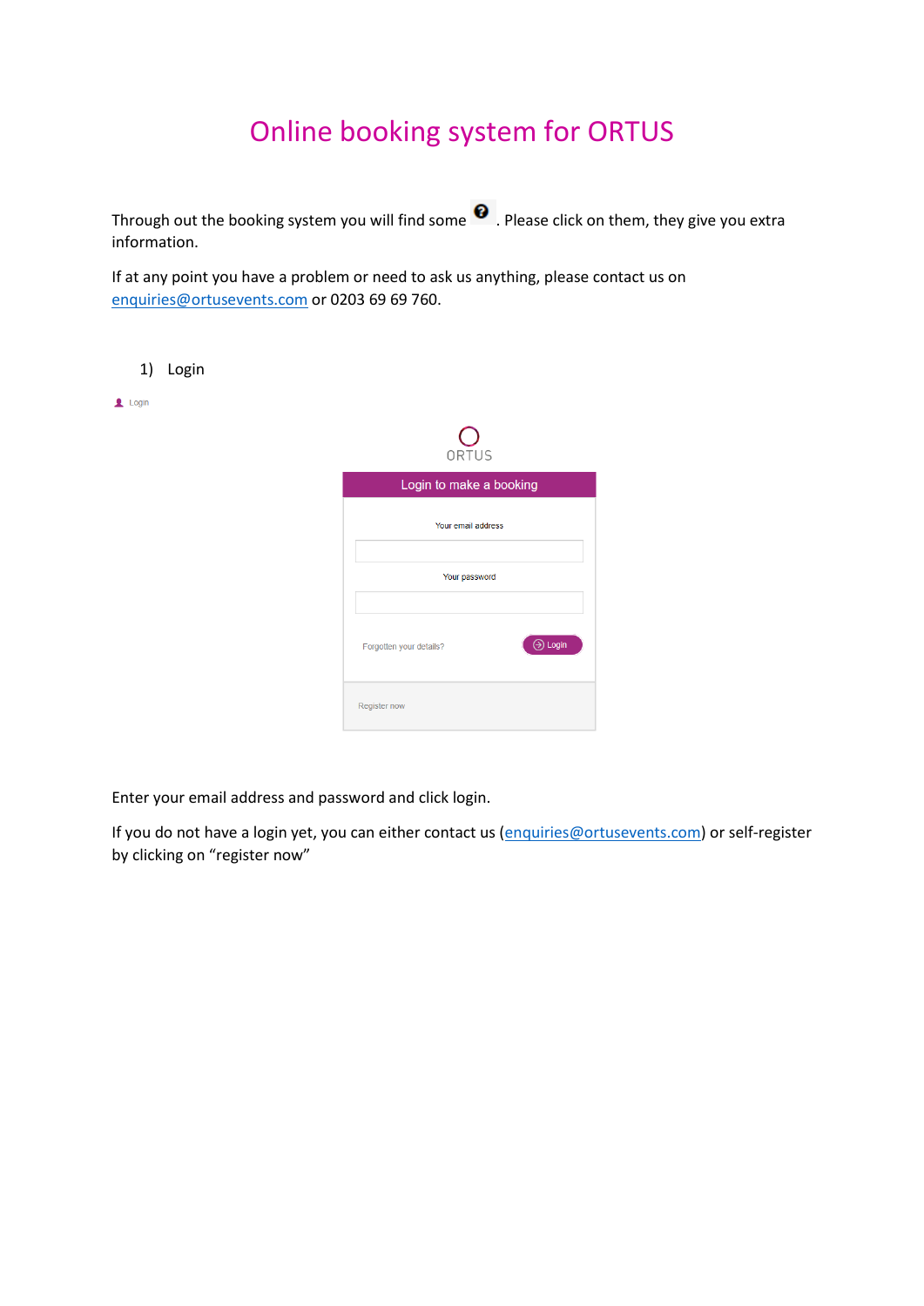# Online booking system for ORTUS

Through out the booking system you will find some ❓. Please click on them, they give you extra information.

If at any point you have a problem or need to ask us anything, please contact us on enquiries@ortusevents.com or 0203 69 69 760.

1) Login

Login

ORTUS

Login to make a booking

Your email address

Your password

Forgotten your details? Login

Register now

Enter your email address and password and click login.

If you do not have a login yet, you can either contact us (enquiries@ortusevents.com) or self-register by clicking on "register now"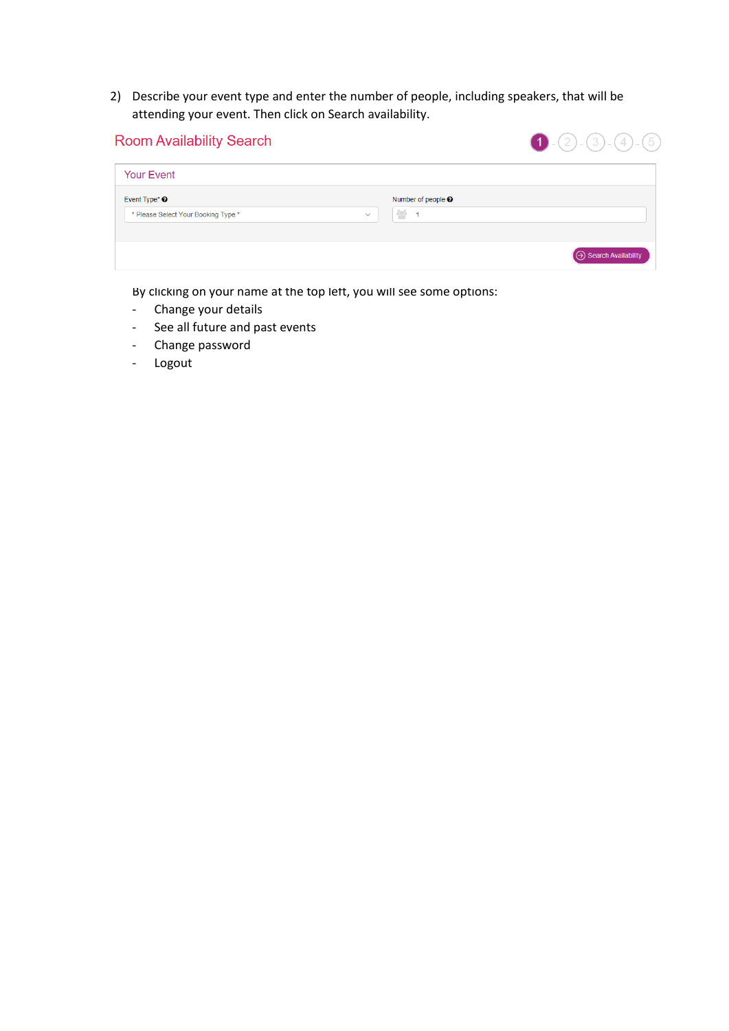2) Describe your event type and enter the number of people, including speakers, that will be attending your event. Then click on Search availability.

Room Availability Search

1 - 2 - 3 - 4 - 5

Your Event

Event Type*

\* Please Select Your Booking Type \*

Number of people

1

Search Availability

By clicking on your name at the top left, you will see some options:

- Change your details
- See all future and past events
- Change password
- Logout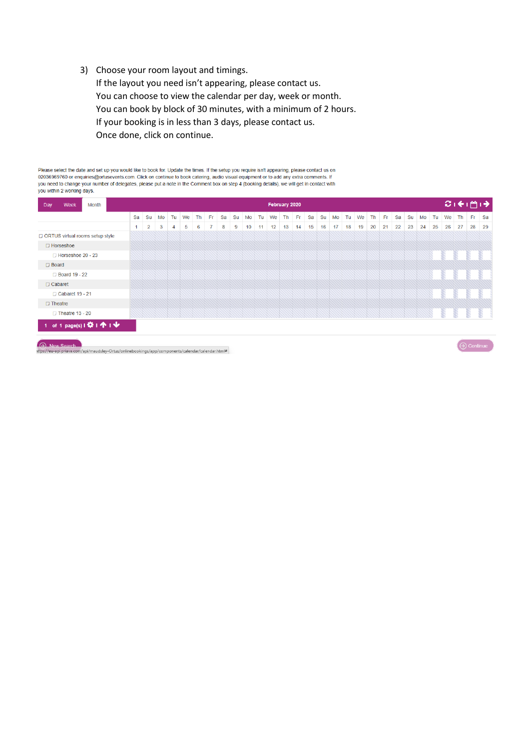3) Choose your room layout and timings.
   If the layout you need isn't appearing, please contact us.
   You can choose to view the calendar per day, week or month.
   You can book by block of 30 minutes, with a minimum of 2 hours.
   If your booking is in less than 3 days, please contact us.
   Once done, click on continue.

Please select the date and set up you would like to book for. Update the times. If the setup you require isn't appearing, please contact us on 02036969760 or enquiries@ortusevents.com. Click on continue to book catering, audio visual equipment or to add any extra comments. If you need to change your number of delegates, please put a note in the Comment box on step 4 (booking details), we will get in contact with you within 2 working days.

Day Week Month | February 2020

| | Sa | Su | Mo | Tu | We | Th | Fr | Sa | Su | Mo | Tu | We | Th | Fr | Sa | Su | Mo | Tu | We | Th | Fr | Sa | Su | Mo | Tu | We | Th | Fr | Sa |
|---|---|---|---|---|---|---|---|---|---|---|---|---|---|---|---|---|---|---|---|---|---|---|---|---|---|---|---|---|---|
| | 1 | 2 | 3 | 4 | 5 | 6 | 7 | 8 | 9 | 10 | 11 | 12 | 13 | 14 | 15 | 16 | 17 | 18 | 19 | 20 | 21 | 22 | 23 | 24 | 25 | 26 | 27 | 28 | 29 |
| ORTUS virtual rooms setup style | | | | | | | | | | | | | | | | | | | | | | | | | | | | | |
| Horseshoe | | | | | | | | | | | | | | | | | | | | | | | | | | | | | |
| Horseshoe 20 - 23 | | | | | | | | | | | | | | | | | | | | | | | | | | | | | |
| Board | | | | | | | | | | | | | | | | | | | | | | | | | | | | | |
| Board 19 - 22 | | | | | | | | | | | | | | | | | | | | | | | | | | | | | |
| Cabaret | | | | | | | | | | | | | | | | | | | | | | | | | | | | | |
| Cabaret 19 - 21 | | | | | | | | | | | | | | | | | | | | | | | | | | | | | |
| Theatre | | | | | | | | | | | | | | | | | | | | | | | | | | | | | |
| Theatre 13 - 20 | | | | | | | | | | | | | | | | | | | | | | | | | | | | | |

1 of 1 page(s)

New Search

Continue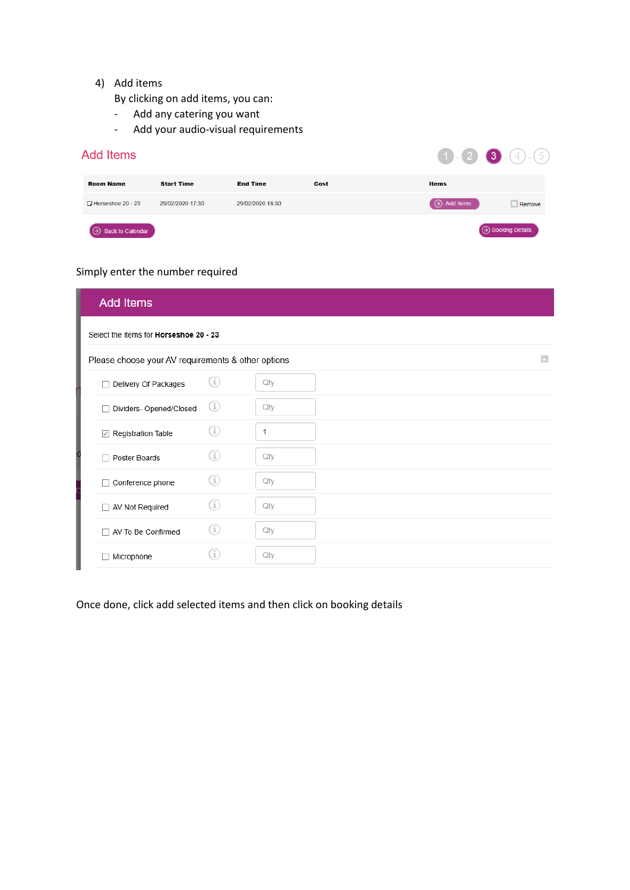4) Add items

By clicking on add items, you can:

- Add any catering you want
- Add your audio-visual requirements

## Add Items

1 - 2 - 3 - 4 - 5

| Room Name | Start Time | End Time | Cost | Items | |
|---|---|---|---|---|---|
| Horseshoe 20 - 23 | 29/02/2020 17:30 | 29/02/2020 18:30 | | Add Items | Remove |

Back to Calendar    Booking Details

Simply enter the number required

## Add Items

Select the items for **Horseshoe 20 - 23**

Please choose your AV requirements & other options

| Item | Qty |
|---|---|
| ☐ Delivery Of Packages | Qty |
| ☐ Dividers- Opened/Closed | Qty |
| ☑ Registration Table | 1 |
| ☐ Poster Boards | Qty |
| ☐ Conference phone | Qty |
| ☐ AV Not Required | Qty |
| ☐ AV To Be Confirmed | Qty |
| ☐ Microphone | Qty |

Once done, click add selected items and then click on booking details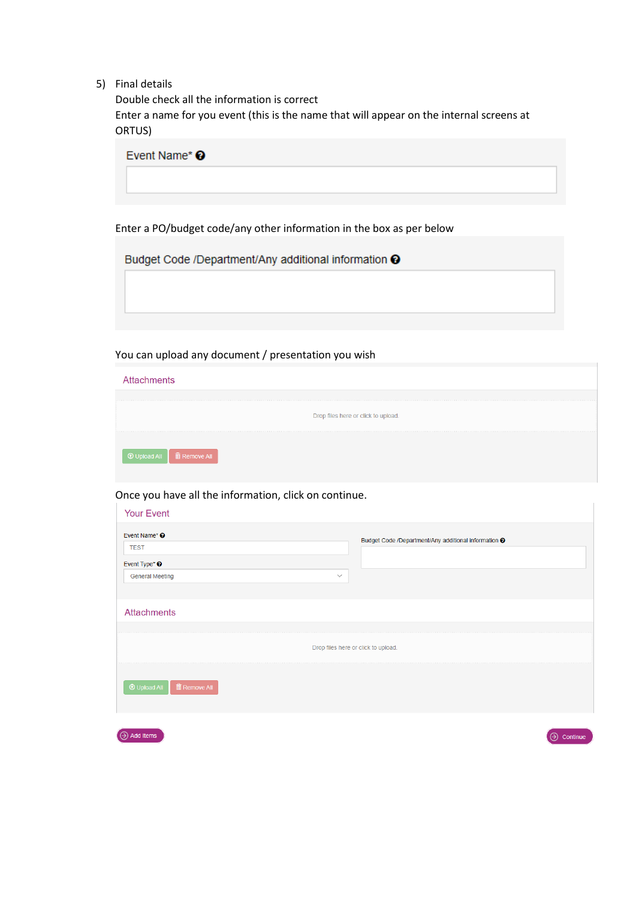5) Final details

Double check all the information is correct

Enter a name for you event (this is the name that will appear on the internal screens at ORTUS)

Event Name*

Enter a PO/budget code/any other information in the box as per below

Budget Code /Department/Any additional information

You can upload any document / presentation you wish

Attachments

Drop files here or click to upload.

Upload All    Remove All

Once you have all the information, click on continue.

Your Event

Event Name*

TEST

Event Type*

General Meeting

Budget Code /Department/Any additional information

Attachments

Drop files here or click to upload.

Upload All    Remove All

Add Items    Continue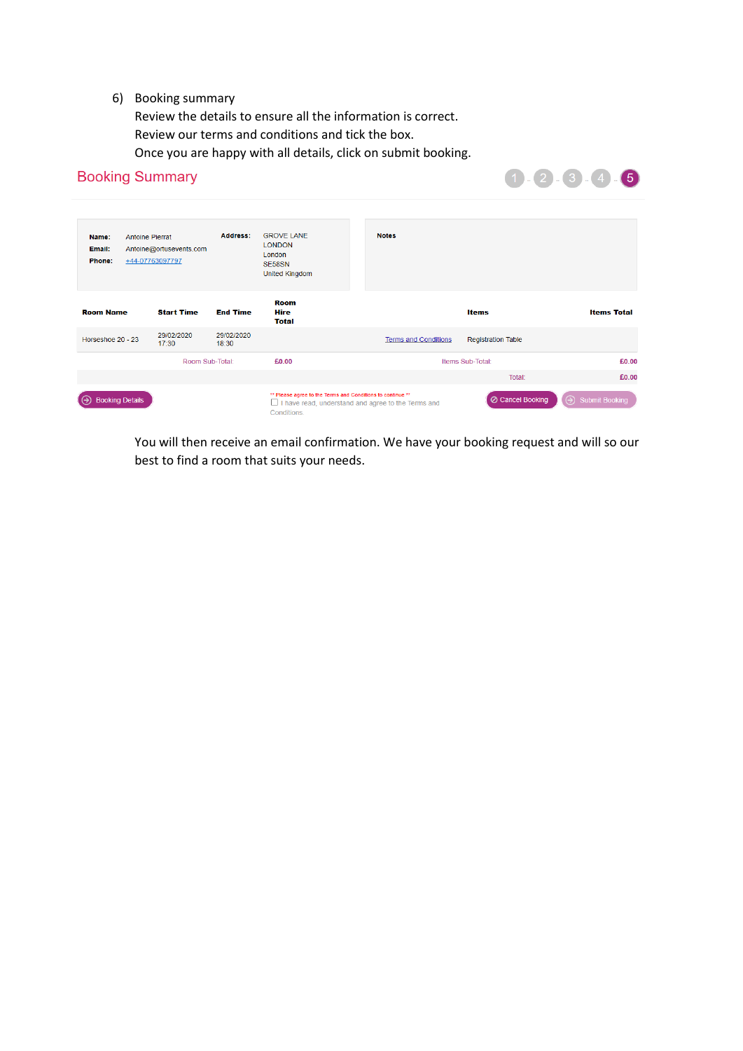6) Booking summary
   Review the details to ensure all the information is correct.
   Review our terms and conditions and tick the box.
   Once you are happy with all details, click on submit booking.

## Booking Summary

1 - 2 - 3 - 4 - 5

**Name:** Antoine Pierrat
**Email:** Antoine@ortusevents.com
**Phone:** +44-07763097797

**Address:** GROVE LANE
LONDON
London
SE58SN
United Kingdom

**Notes**

| Room Name | Start Time | End Time | Room Hire Total | | Items | Items Total |
|---|---|---|---|---|---|---|
| Horseshoe 20 - 23 | 29/02/2020 17:30 | 29/02/2020 18:30 | | Terms and Conditions | Registration Table | |
| | | Room Sub-Total: | £0.00 | Items Sub-Total: | | £0.00 |
| | | | | | Total: | £0.00 |

Booking Details

** Please agree to the Terms and Conditions to continue **
☐ I have read, understand and agree to the Terms and Conditions

Cancel Booking

Submit Booking

You will then receive an email confirmation. We have your booking request and will so our best to find a room that suits your needs.